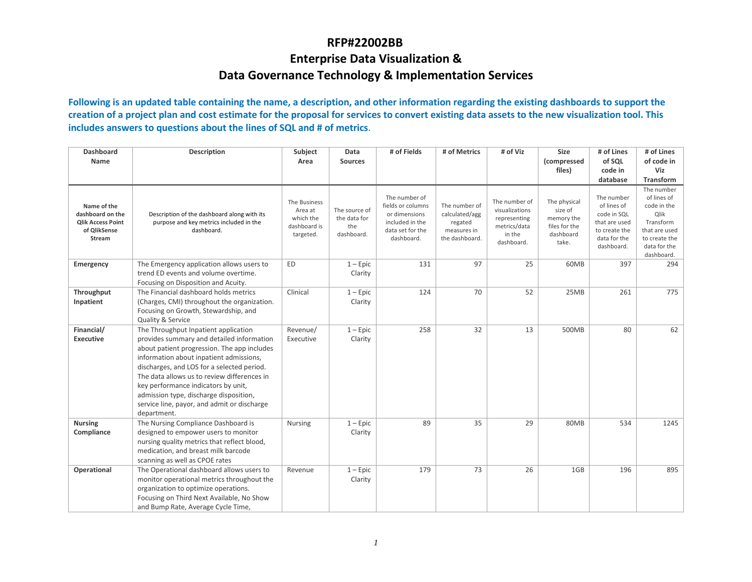# RFP#22002BB

# Enterprise Data Visualization & Data Governance Technology & Implementation Services

**Following is an updated table containing the name, a description, and other information regarding the existing dashboards to support the creation of a project plan and cost estimate for the proposal for services to convert existing data assets to the new visualization tool. This includes answers to questions about the lines of SQL and # of metrics.**

| Dashboard Name | Description | Subject Area | Data Sources | # of Fields | # of Metrics | # of Viz | Size (compressed files) | # of Lines of SQL code in database | # of Lines of code in Viz Transform |
|---|---|---|---|---|---|---|---|---|---|
| **Name of the dashboard on the Qlik Access Point of QlikSense Stream** | Description of the dashboard along with its purpose and key metrics included in the dashboard. | The Business Area at which the dashboard is targeted. | The source of the data for the dashboard. | The number of fields or columns or dimensions included in the data set for the dashboard. | The number of calculated/agg regated measures in the dashboard. | The number of visualizations representing metrics/data in the dashboard. | The physical size of memory the files for the dashboard take. | The number of lines of code in SQL that are used to create the data for the dashboard. | The number of lines of code in the Qlik Transform that are used to create the data for the dashboard. |
| **Emergency** | The Emergency application allows users to trend ED events and volume overtime. Focusing on Disposition and Acuity. | ED | 1 – Epic Clarity | 131 | 97 | 25 | 60MB | 397 | 294 |
| **Throughput Inpatient** | The Financial dashboard holds metrics (Charges, CMI) throughout the organization. Focusing on Growth, Stewardship, and Quality & Service | Clinical | 1 – Epic Clarity | 124 | 70 | 52 | 25MB | 261 | 775 |
| **Financial/ Executive** | The Throughput Inpatient application provides summary and detailed information about patient progression. The app includes information about inpatient admissions, discharges, and LOS for a selected period. The data allows us to review differences in key performance indicators by unit, admission type, discharge disposition, service line, payor, and admit or discharge department. | Revenue/ Executive | 1 – Epic Clarity | 258 | 32 | 13 | 500MB | 80 | 62 |
| **Nursing Compliance** | The Nursing Compliance Dashboard is designed to empower users to monitor nursing quality metrics that reflect blood, medication, and breast milk barcode scanning as well as CPOE rates | Nursing | 1 – Epic Clarity | 89 | 35 | 29 | 80MB | 534 | 1245 |
| **Operational** | The Operational dashboard allows users to monitor operational metrics throughout the organization to optimize operations. Focusing on Third Next Available, No Show and Bump Rate, Average Cycle Time, | Revenue | 1 – Epic Clarity | 179 | 73 | 26 | 1GB | 196 | 895 |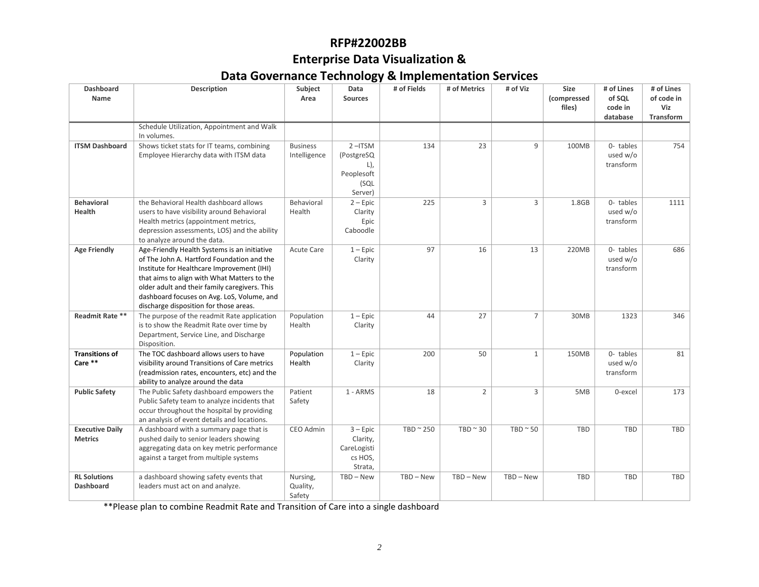# RFP#22002BB

# Enterprise Data Visualization & Data Governance Technology & Implementation Services

| Dashboard Name | Description | Subject Area | Data Sources | # of Fields | # of Metrics | # of Viz | Size (compressed files) | # of Lines of SQL code in database | # of Lines of code in Viz Transform |
|---|---|---|---|---|---|---|---|---|---|
| | Schedule Utilization, Appointment and Walk In volumes. | | | | | | | | |
| **ITSM Dashboard** | Shows ticket stats for IT teams, combining Employee Hierarchy data with ITSM data | Business Intelligence | 2 –ITSM (PostgreSQL), Peoplesoft (SQL Server) | 134 | 23 | 9 | 100MB | 0- tables used w/o transform | 754 |
| **Behavioral Health** | the Behavioral Health dashboard allows users to have visibility around Behavioral Health metrics (appointment metrics, depression assessments, LOS) and the ability to analyze around the data. | Behavioral Health | 2 – Epic Clarity Epic Caboodle | 225 | 3 | 3 | 1.8GB | 0- tables used w/o transform | 1111 |
| **Age Friendly** | Age-Friendly Health Systems is an initiative of The John A. Hartford Foundation and the Institute for Healthcare Improvement (IHI) that aims to align with What Matters to the older adult and their family caregivers. This dashboard focuses on Avg. LoS, Volume, and discharge disposition for those areas. | Acute Care | 1 – Epic Clarity | 97 | 16 | 13 | 220MB | 0- tables used w/o transform | 686 |
| **Readmit Rate** ** | The purpose of the readmit Rate application is to show the Readmit Rate over time by Department, Service Line, and Discharge Disposition. | Population Health | 1 – Epic Clarity | 44 | 27 | 7 | 30MB | 1323 | 346 |
| **Transitions of Care** ** | The TOC dashboard allows users to have visibility around Transitions of Care metrics (readmission rates, encounters, etc) and the ability to analyze around the data | Population Health | 1 – Epic Clarity | 200 | 50 | 1 | 150MB | 0- tables used w/o transform | 81 |
| **Public Safety** | The Public Safety dashboard empowers the Public Safety team to analyze incidents that occur throughout the hospital by providing an analysis of event details and locations. | Patient Safety | 1 - ARMS | 18 | 2 | 3 | 5MB | 0-excel | 173 |
| **Executive Daily Metrics** | A dashboard with a summary page that is pushed daily to senior leaders showing aggregating data on key metric performance against a target from multiple systems | CEO Admin | 3 – Epic Clarity, CareLogistics HOS, Strata, | TBD ~ 250 | TBD ~ 30 | TBD ~ 50 | TBD | TBD | TBD |
| **RL Solutions Dashboard** | a dashboard showing safety events that leaders must act on and analyze. | Nursing, Quality, Safety | TBD – New | TBD – New | TBD – New | TBD – New | TBD | TBD | TBD |

**Please plan to combine Readmit Rate and Transition of Care into a single dashboard